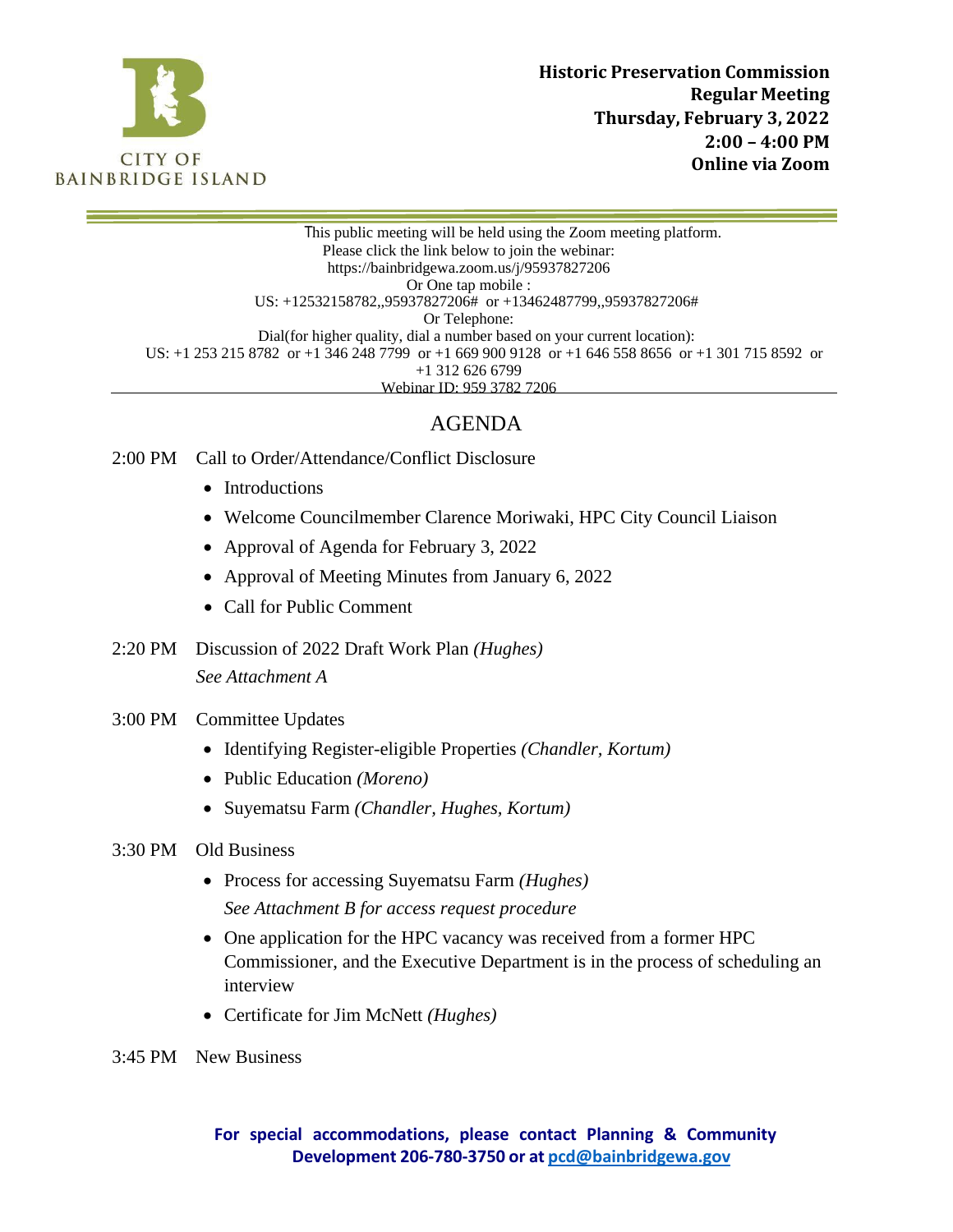CITY OF BAINBRIDGE ISLAND

**Historic Preservation Commission**
**Regular Meeting**
**Thursday, February 3, 2022**
**2:00 – 4:00 PM**
**Online via Zoom**

This public meeting will be held using the Zoom meeting platform.
Please click the link below to join the webinar:
https://bainbridgewa.zoom.us/j/95937827206
Or One tap mobile :
US: +12532158782,,95937827206# or +13462487799,,95937827206#
Or Telephone:
Dial(for higher quality, dial a number based on your current location):
US: +1 253 215 8782 or +1 346 248 7799 or +1 669 900 9128 or +1 646 558 8656 or +1 301 715 8592 or +1 312 626 6799
Webinar ID: 959 3782 7206

# AGENDA

2:00 PM Call to Order/Attendance/Conflict Disclosure

- Introductions
- Welcome Councilmember Clarence Moriwaki, HPC City Council Liaison
- Approval of Agenda for February 3, 2022
- Approval of Meeting Minutes from January 6, 2022
- Call for Public Comment

2:20 PM Discussion of 2022 Draft Work Plan *(Hughes)*
*See Attachment A*

3:00 PM Committee Updates

- Identifying Register-eligible Properties *(Chandler, Kortum)*
- Public Education *(Moreno)*
- Suyematsu Farm *(Chandler, Hughes, Kortum)*

3:30 PM Old Business

- Process for accessing Suyematsu Farm *(Hughes)*
  *See Attachment B for access request procedure*
- One application for the HPC vacancy was received from a former HPC Commissioner, and the Executive Department is in the process of scheduling an interview
- Certificate for Jim McNett *(Hughes)*

3:45 PM New Business

**For special accommodations, please contact Planning & Community Development 206-780-3750 or at pcd@bainbridgewa.gov**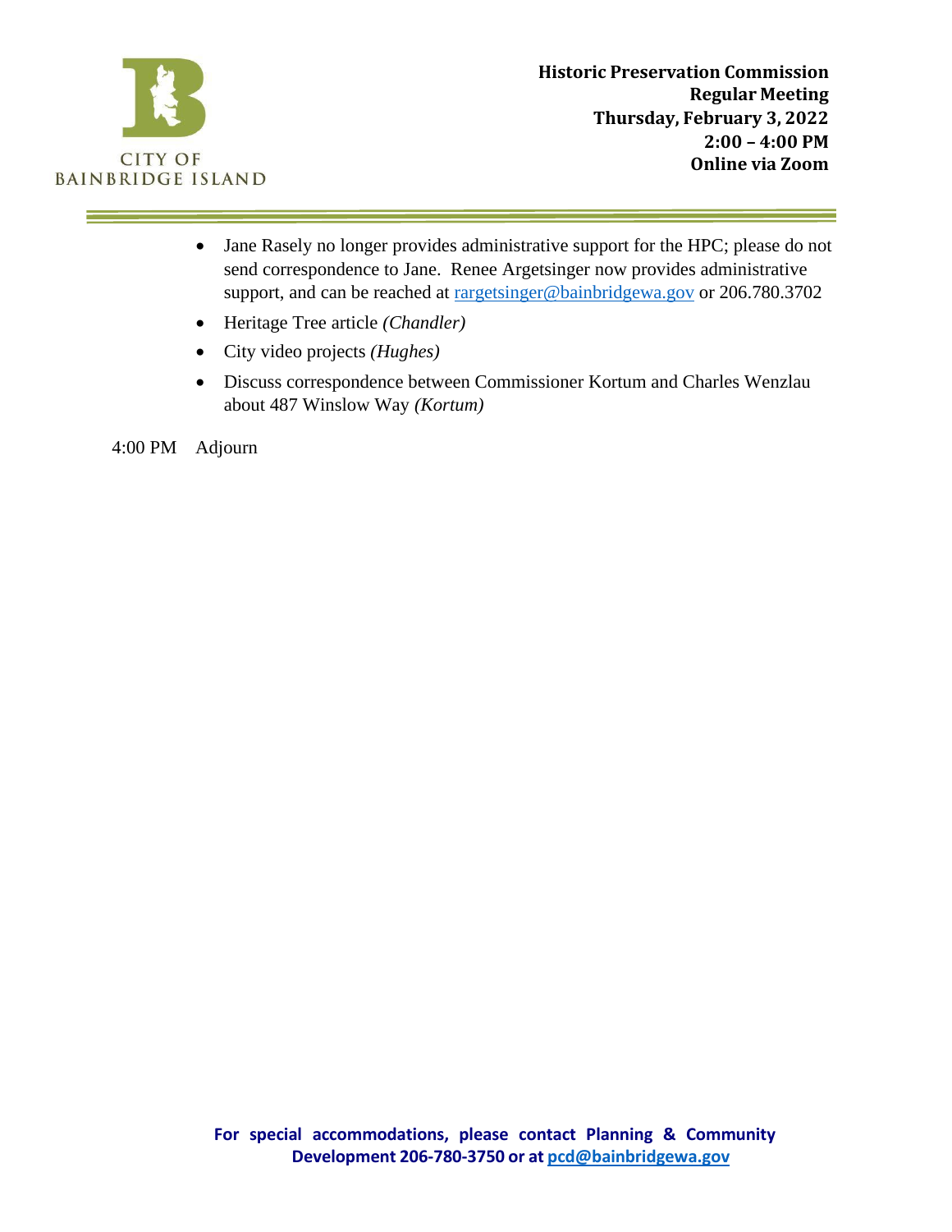- Jane Rasely no longer provides administrative support for the HPC; please do not send correspondence to Jane. Renee Argetsinger now provides administrative support, and can be reached at rargetsinger@bainbridgewa.gov or 206.780.3702
- Heritage Tree article *(Chandler)*
- City video projects *(Hughes)*
- Discuss correspondence between Commissioner Kortum and Charles Wenzlau about 487 Winslow Way *(Kortum)*

4:00 PM Adjourn

**For special accommodations, please contact Planning & Community Development 206-780-3750 or at pcd@bainbridgewa.gov**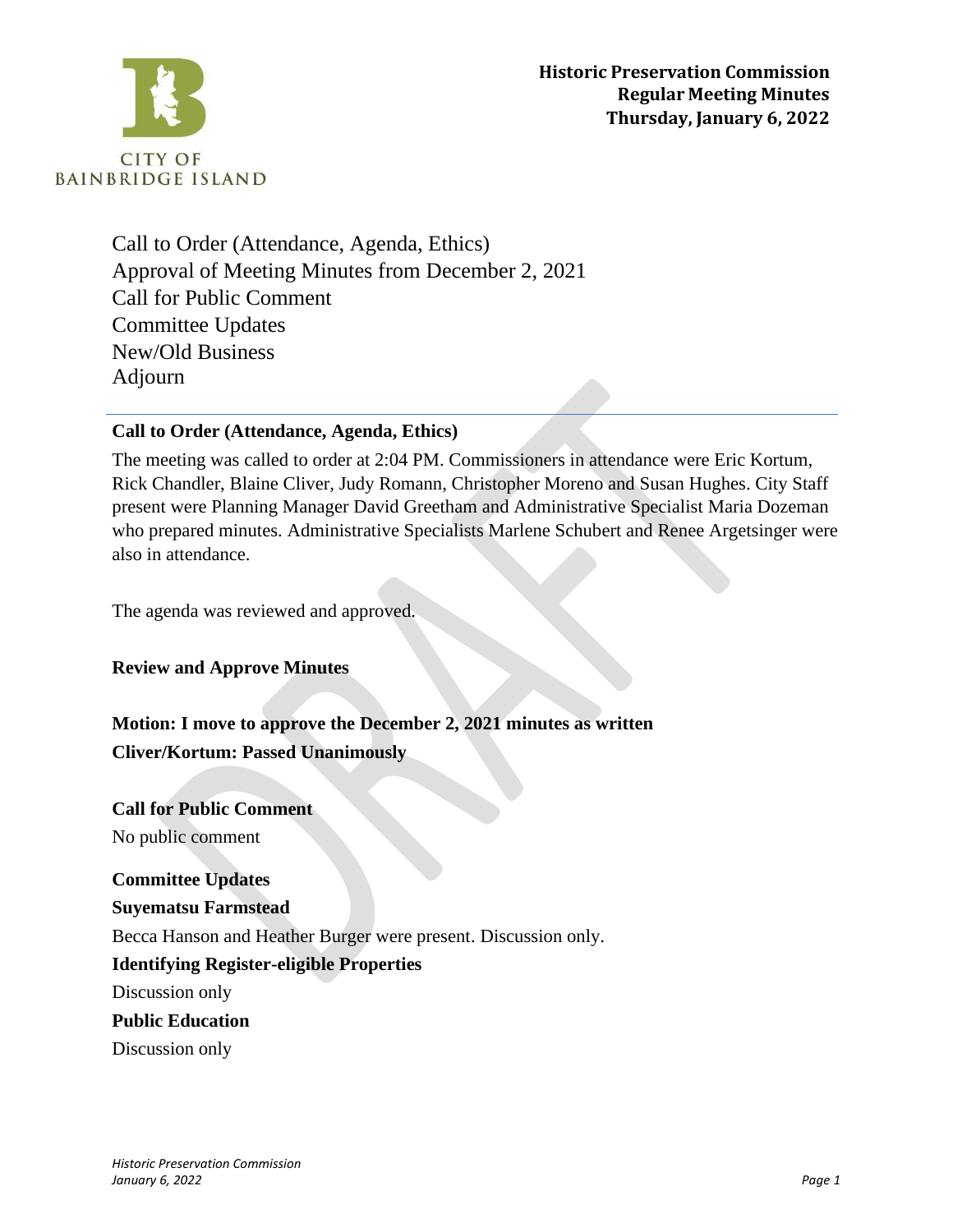**Historic Preservation Commission**
**Regular Meeting Minutes**
**Thursday, January 6, 2022**

CITY OF BAINBRIDGE ISLAND

Call to Order (Attendance, Agenda, Ethics)
Approval of Meeting Minutes from December 2, 2021
Call for Public Comment
Committee Updates
New/Old Business
Adjourn

---

**Call to Order (Attendance, Agenda, Ethics)**

The meeting was called to order at 2:04 PM. Commissioners in attendance were Eric Kortum, Rick Chandler, Blaine Cliver, Judy Romann, Christopher Moreno and Susan Hughes. City Staff present were Planning Manager David Greetham and Administrative Specialist Maria Dozeman who prepared minutes. Administrative Specialists Marlene Schubert and Renee Argetsinger were also in attendance.

The agenda was reviewed and approved.

**Review and Approve Minutes**

**Motion: I move to approve the December 2, 2021 minutes as written**
**Cliver/Kortum: Passed Unanimously**

**Call for Public Comment**
No public comment

**Committee Updates**
**Suyematsu Farmstead**
Becca Hanson and Heather Burger were present. Discussion only.
**Identifying Register-eligible Properties**
Discussion only
**Public Education**
Discussion only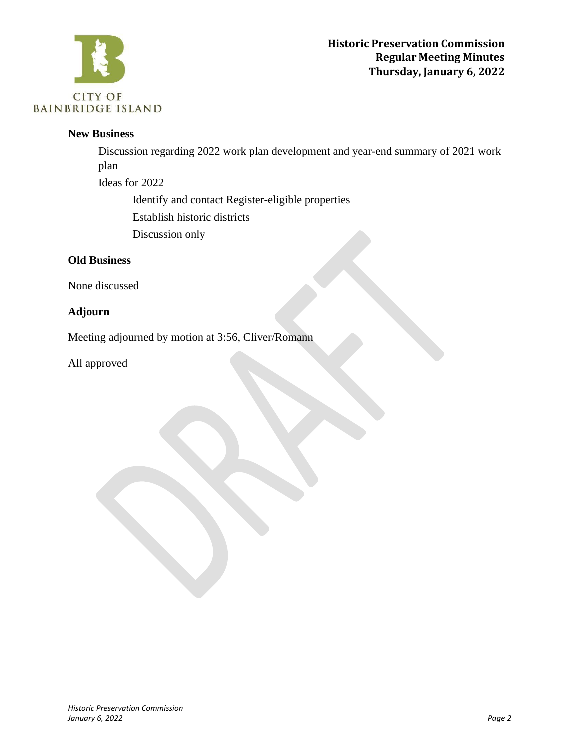## New Business

Discussion regarding 2022 work plan development and year-end summary of 2021 work plan

Ideas for 2022

- Identify and contact Register-eligible properties
- Establish historic districts
- Discussion only

## Old Business

None discussed

## Adjourn

Meeting adjourned by motion at 3:56, Cliver/Romann

All approved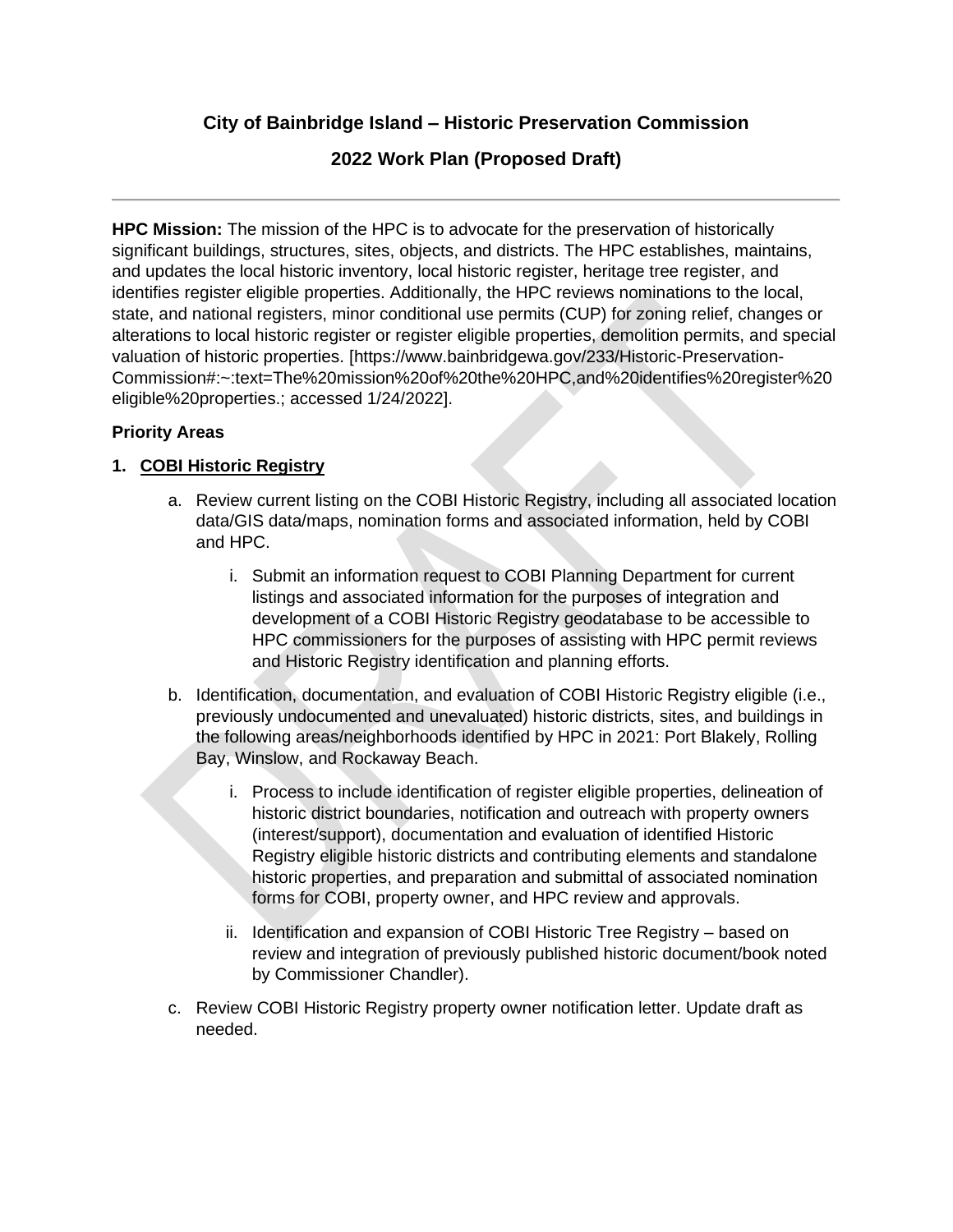# City of Bainbridge Island – Historic Preservation Commission

## 2022 Work Plan (Proposed Draft)

---

**HPC Mission:** The mission of the HPC is to advocate for the preservation of historically significant buildings, structures, sites, objects, and districts. The HPC establishes, maintains, and updates the local historic inventory, local historic register, heritage tree register, and identifies register eligible properties. Additionally, the HPC reviews nominations to the local, state, and national registers, minor conditional use permits (CUP) for zoning relief, changes or alterations to local historic register or register eligible properties, demolition permits, and special valuation of historic properties. [https://www.bainbridgewa.gov/233/Historic-Preservation-Commission#:~:text=The%20mission%20of%20the%20HPC,and%20identifies%20register%20eligible%20properties.; accessed 1/24/2022].

**Priority Areas**

1. **COBI Historic Registry**

   a. Review current listing on the COBI Historic Registry, including all associated location data/GIS data/maps, nomination forms and associated information, held by COBI and HPC.

      i. Submit an information request to COBI Planning Department for current listings and associated information for the purposes of integration and development of a COBI Historic Registry geodatabase to be accessible to HPC commissioners for the purposes of assisting with HPC permit reviews and Historic Registry identification and planning efforts.

   b. Identification, documentation, and evaluation of COBI Historic Registry eligible (i.e., previously undocumented and unevaluated) historic districts, sites, and buildings in the following areas/neighborhoods identified by HPC in 2021: Port Blakely, Rolling Bay, Winslow, and Rockaway Beach.

      i. Process to include identification of register eligible properties, delineation of historic district boundaries, notification and outreach with property owners (interest/support), documentation and evaluation of identified Historic Registry eligible historic districts and contributing elements and standalone historic properties, and preparation and submittal of associated nomination forms for COBI, property owner, and HPC review and approvals.

      ii. Identification and expansion of COBI Historic Tree Registry – based on review and integration of previously published historic document/book noted by Commissioner Chandler).

   c. Review COBI Historic Registry property owner notification letter. Update draft as needed.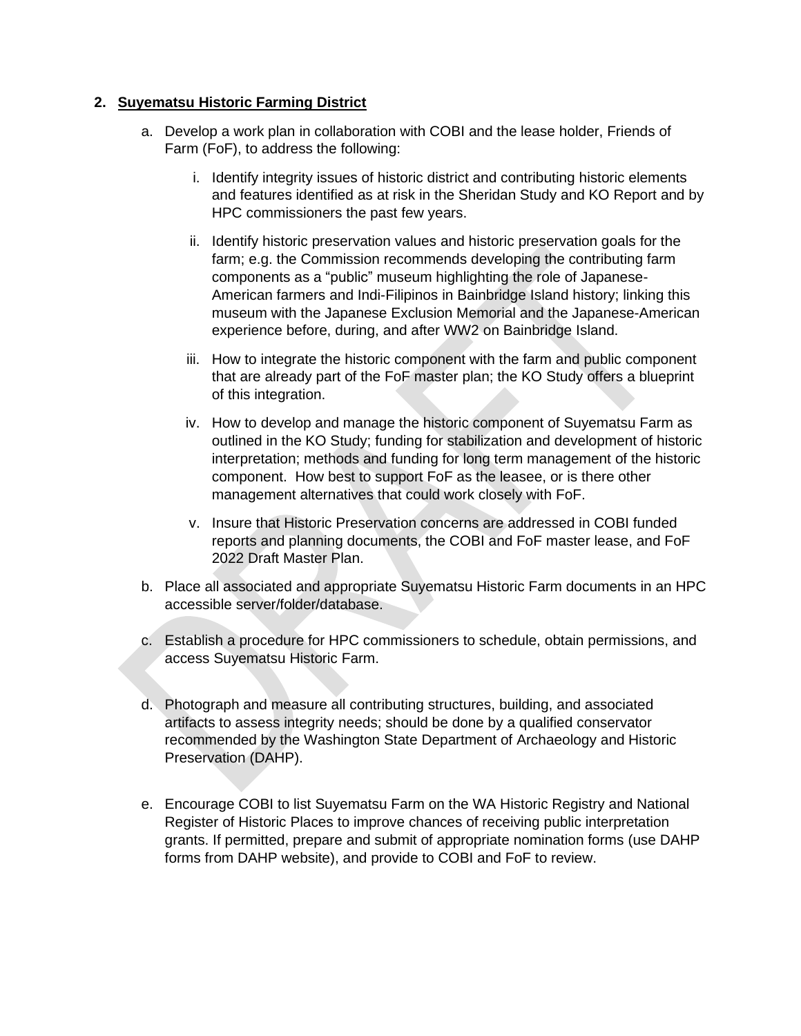2. **<u>Suyematsu Historic Farming District</u>**

   a. Develop a work plan in collaboration with COBI and the lease holder, Friends of Farm (FoF), to address the following:

      i. Identify integrity issues of historic district and contributing historic elements and features identified as at risk in the Sheridan Study and KO Report and by HPC commissioners the past few years.

      ii. Identify historic preservation values and historic preservation goals for the farm; e.g. the Commission recommends developing the contributing farm components as a "public" museum highlighting the role of Japanese-American farmers and Indi-Filipinos in Bainbridge Island history; linking this museum with the Japanese Exclusion Memorial and the Japanese-American experience before, during, and after WW2 on Bainbridge Island.

      iii. How to integrate the historic component with the farm and public component that are already part of the FoF master plan; the KO Study offers a blueprint of this integration.

      iv. How to develop and manage the historic component of Suyematsu Farm as outlined in the KO Study; funding for stabilization and development of historic interpretation; methods and funding for long term management of the historic component. How best to support FoF as the leasee, or is there other management alternatives that could work closely with FoF.

      v. Insure that Historic Preservation concerns are addressed in COBI funded reports and planning documents, the COBI and FoF master lease, and FoF 2022 Draft Master Plan.

   b. Place all associated and appropriate Suyematsu Historic Farm documents in an HPC accessible server/folder/database.

   c. Establish a procedure for HPC commissioners to schedule, obtain permissions, and access Suyematsu Historic Farm.

   d. Photograph and measure all contributing structures, building, and associated artifacts to assess integrity needs; should be done by a qualified conservator recommended by the Washington State Department of Archaeology and Historic Preservation (DAHP).

   e. Encourage COBI to list Suyematsu Farm on the WA Historic Registry and National Register of Historic Places to improve chances of receiving public interpretation grants. If permitted, prepare and submit of appropriate nomination forms (use DAHP forms from DAHP website), and provide to COBI and FoF to review.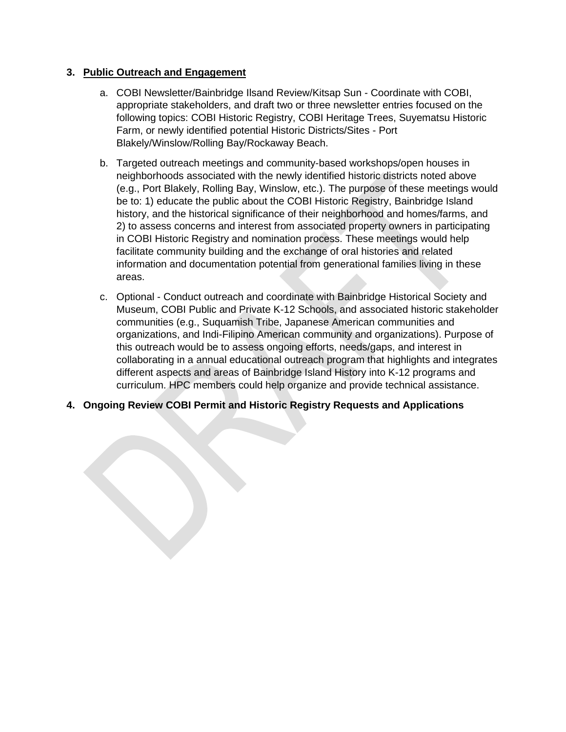3. **<u>Public Outreach and Engagement</u>**

    a. COBI Newsletter/Bainbridge Ilsand Review/Kitsap Sun - Coordinate with COBI, appropriate stakeholders, and draft two or three newsletter entries focused on the following topics: COBI Historic Registry, COBI Heritage Trees, Suyematsu Historic Farm, or newly identified potential Historic Districts/Sites - Port Blakely/Winslow/Rolling Bay/Rockaway Beach.

    b. Targeted outreach meetings and community-based workshops/open houses in neighborhoods associated with the newly identified historic districts noted above (e.g., Port Blakely, Rolling Bay, Winslow, etc.). The purpose of these meetings would be to: 1) educate the public about the COBI Historic Registry, Bainbridge Island history, and the historical significance of their neighborhood and homes/farms, and 2) to assess concerns and interest from associated property owners in participating in COBI Historic Registry and nomination process. These meetings would help facilitate community building and the exchange of oral histories and related information and documentation potential from generational families living in these areas.

    c. Optional - Conduct outreach and coordinate with Bainbridge Historical Society and Museum, COBI Public and Private K-12 Schools, and associated historic stakeholder communities (e.g., Suquamish Tribe, Japanese American communities and organizations, and Indi-Filipino American community and organizations). Purpose of this outreach would be to assess ongoing efforts, needs/gaps, and interest in collaborating in a annual educational outreach program that highlights and integrates different aspects and areas of Bainbridge Island History into K-12 programs and curriculum. HPC members could help organize and provide technical assistance.

4. **Ongoing Review COBI Permit and Historic Registry Requests and Applications**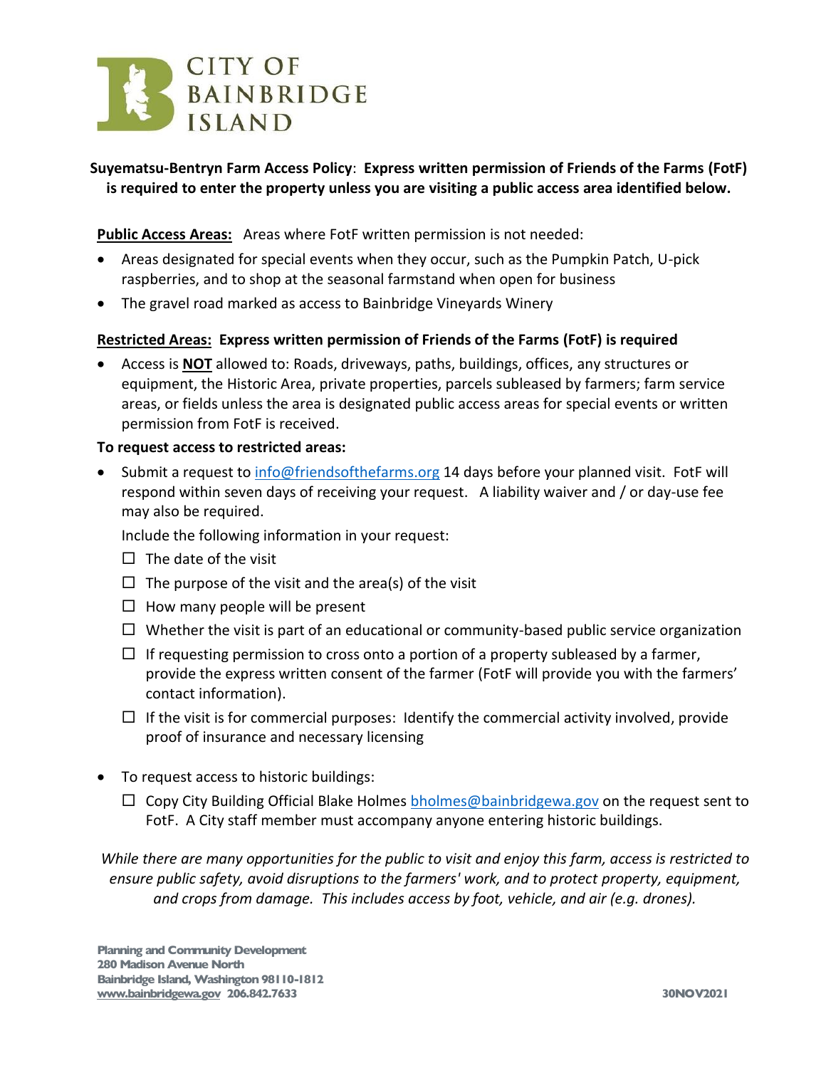CITY OF BAINBRIDGE ISLAND

**Suyematsu-Bentryn Farm Access Policy**: **Express written permission of Friends of the Farms (FotF) is required to enter the property unless you are visiting a public access area identified below.**

**Public Access Areas:** Areas where FotF written permission is not needed:

- Areas designated for special events when they occur, such as the Pumpkin Patch, U-pick raspberries, and to shop at the seasonal farmstand when open for business
- The gravel road marked as access to Bainbridge Vineyards Winery

**Restricted Areas: Express written permission of Friends of the Farms (FotF) is required**

- Access is **NOT** allowed to: Roads, driveways, paths, buildings, offices, any structures or equipment, the Historic Area, private properties, parcels subleased by farmers; farm service areas, or fields unless the area is designated public access areas for special events or written permission from FotF is received.

**To request access to restricted areas:**

- Submit a request to info@friendsofthefarms.org 14 days before your planned visit. FotF will respond within seven days of receiving your request. A liability waiver and / or day-use fee may also be required.

  Include the following information in your request:

  - ☐ The date of the visit
  - ☐ The purpose of the visit and the area(s) of the visit
  - ☐ How many people will be present
  - ☐ Whether the visit is part of an educational or community-based public service organization
  - ☐ If requesting permission to cross onto a portion of a property subleased by a farmer, provide the express written consent of the farmer (FotF will provide you with the farmers' contact information).
  - ☐ If the visit is for commercial purposes: Identify the commercial activity involved, provide proof of insurance and necessary licensing

- To request access to historic buildings:
  - ☐ Copy City Building Official Blake Holmes bholmes@bainbridgewa.gov on the request sent to FotF. A City staff member must accompany anyone entering historic buildings.

*While there are many opportunities for the public to visit and enjoy this farm, access is restricted to ensure public safety, avoid disruptions to the farmers' work, and to protect property, equipment, and crops from damage. This includes access by foot, vehicle, and air (e.g. drones).*

**Planning and Community Development**
**280 Madison Avenue North**
**Bainbridge Island, Washington 98110-1812**
**www.bainbridgewa.gov 206.842.7633**

**30NOV2021**